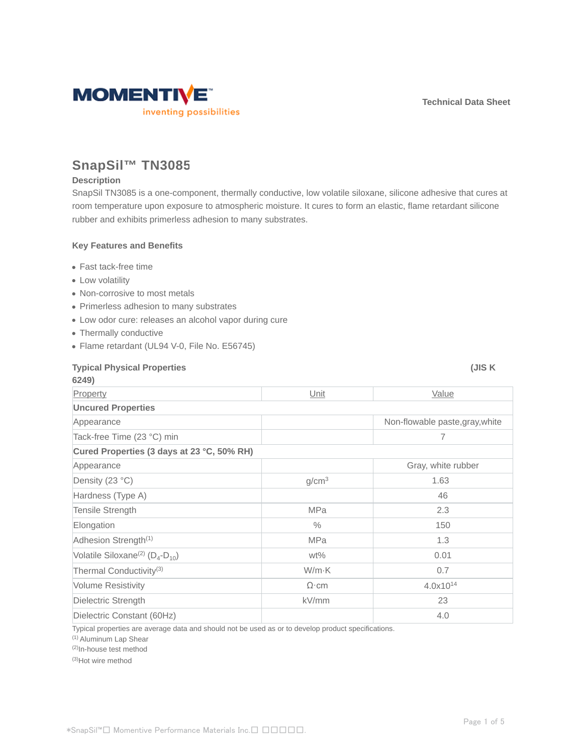Technical Data Sheet

# SnapSil™ TN3085

### Description

SnapSil TN3085 is a one-component, thermally conductive, low volatile siloxane, silicone adhesive that cures at room temperature upon exposure to atmospheric moisture. It cures to form an elastic, flame retardant silicone rubber and exhibits primerless adhesion to many substrates.

### Key Features and Benefits

- Fast tack-free time
- Low volatility
- Non-corrosive to most metals
- Primerless adhesion to many substrates
- Low odor cure: releases an alcohol vapor during cure
- Thermally conductive
- Flame retardant (UL94 V-0, File No. E56745)

### Typical Physical Properties (JIS K 6249)

| Property | Unit | Value |
|---|---|---|
| **Uncured Properties** | | |
| Appearance | | Non-flowable paste,gray,white |
| Tack-free Time (23 °C) min | | 7 |
| **Cured Properties (3 days at 23 °C, 50% RH)** | | |
| Appearance | | Gray, white rubber |
| Density (23 °C) | $g/cm^3$ | 1.63 |
| Hardness (Type A) | | 46 |
| Tensile Strength | MPa | 2.3 |
| Elongation | % | 150 |
| Adhesion Strength[1] | MPa | 1.3 |
| Volatile Siloxane[2] ($D_4$-$D_{10}$) | wt% | 0.01 |
| Thermal Conductivity[3] | W/m·K | 0.7 |
| Volume Resistivity | Ω·cm | $4.0x10^{14}$ |
| Dielectric Strength | kV/mm | 23 |
| Dielectric Constant (60Hz) | | 4.0 |

Typical properties are average data and should not be used as or to develop product specifications.

[1] Aluminum Lap Shear

[2] In-house test method

[3] Hot wire method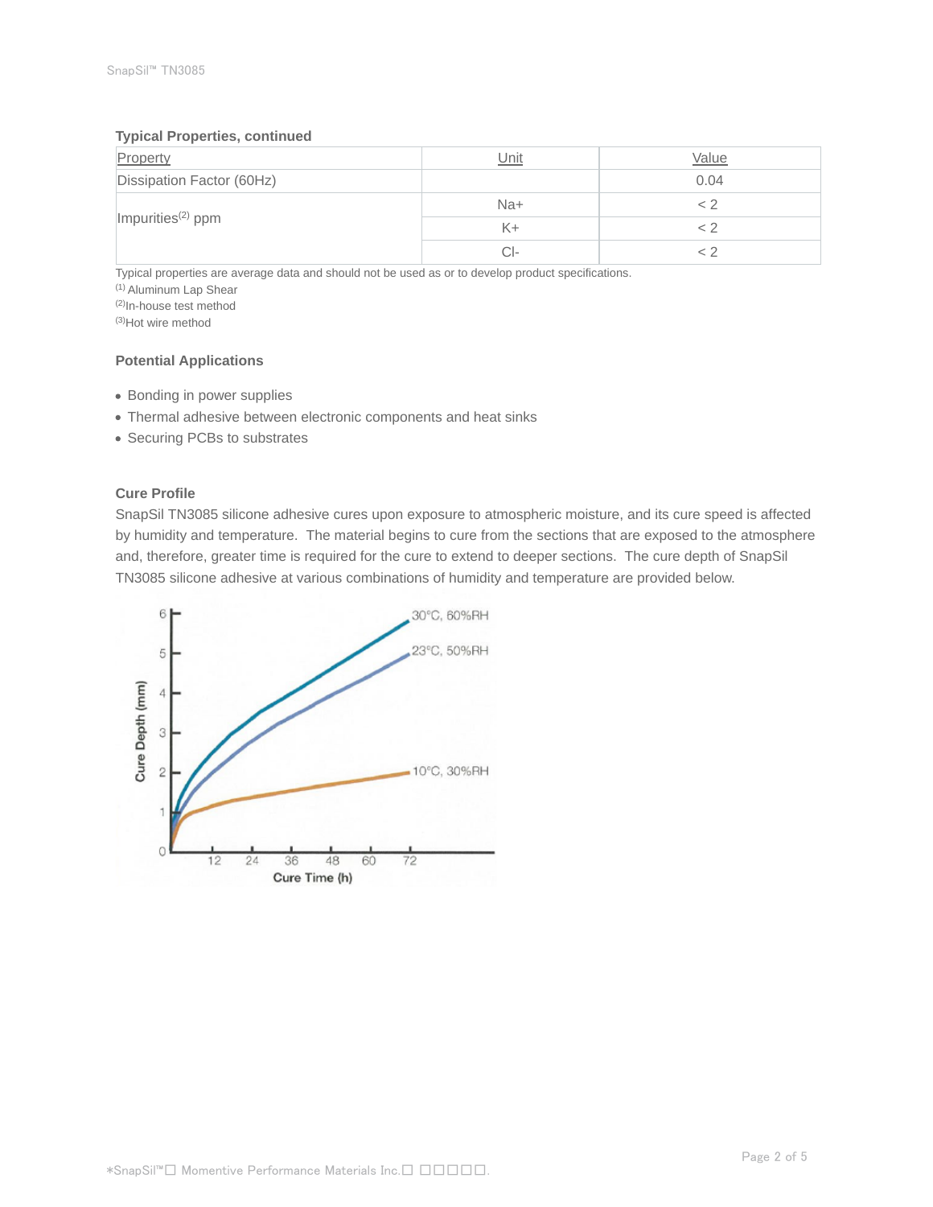### Typical Properties, continued

| Property | Unit | Value |
| --- | --- | --- |
| Dissipation Factor (60Hz) | | 0.04 |
| Impurities[2] ppm | Na+ | < 2 |
| | K+ | < 2 |
| | Cl- | < 2 |

Typical properties are average data and should not be used as or to develop product specifications.
[1] Aluminum Lap Shear
[2] In-house test method
[3] Hot wire method

### Potential Applications

- Bonding in power supplies
- Thermal adhesive between electronic components and heat sinks
- Securing PCBs to substrates

### Cure Profile

SnapSil TN3085 silicone adhesive cures upon exposure to atmospheric moisture, and its cure speed is affected by humidity and temperature. The material begins to cure from the sections that are exposed to the atmosphere and, therefore, greater time is required for the cure to extend to deeper sections. The cure depth of SnapSil TN3085 silicone adhesive at various combinations of humidity and temperature are provided below.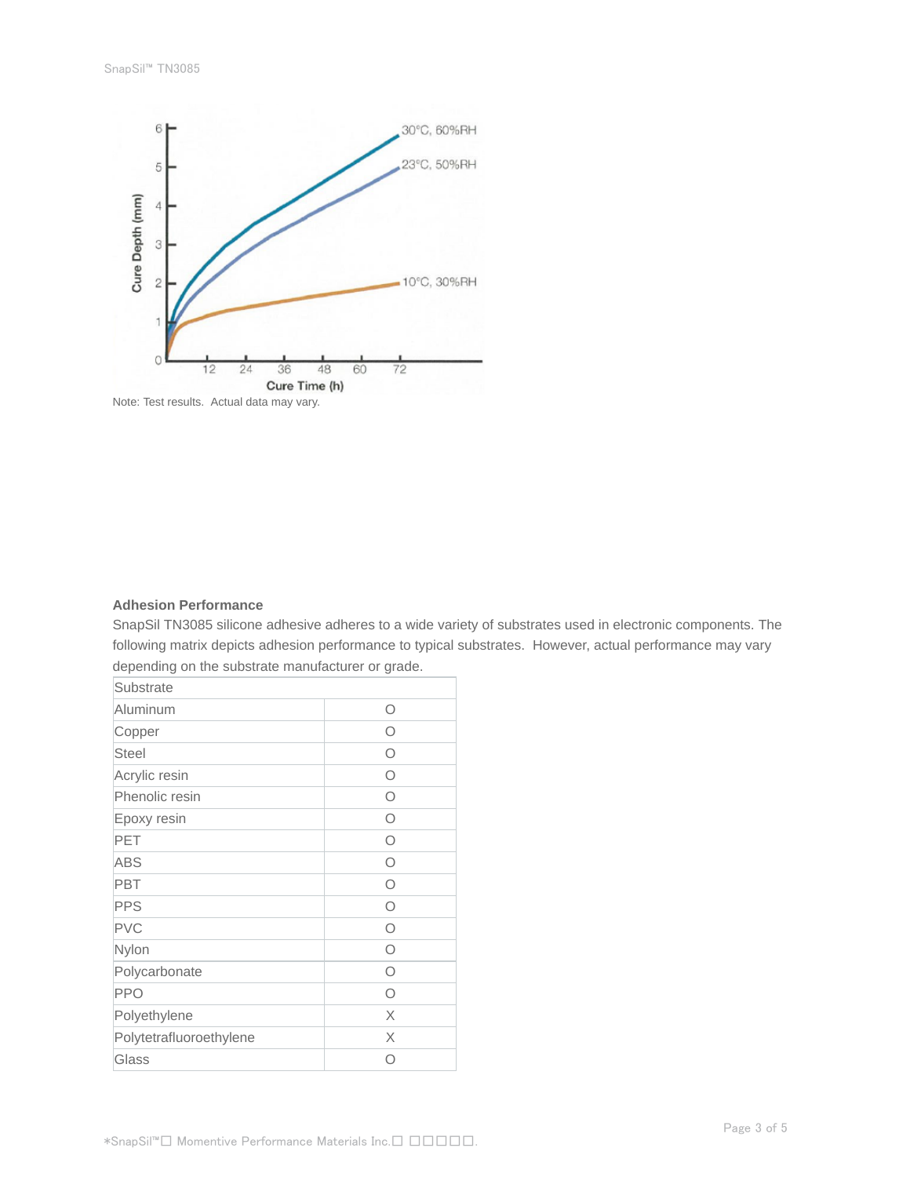Note: Test results. Actual data may vary.

**Adhesion Performance**

SnapSil TN3085 silicone adhesive adheres to a wide variety of substrates used in electronic components. The following matrix depicts adhesion performance to typical substrates. However, actual performance may vary depending on the substrate manufacturer or grade.

| Substrate | |
|---|---|
| Aluminum | O |
| Copper | O |
| Steel | O |
| Acrylic resin | O |
| Phenolic resin | O |
| Epoxy resin | O |
| PET | O |
| ABS | O |
| PBT | O |
| PPS | O |
| PVC | O |
| Nylon | O |
| Polycarbonate | O |
| PPO | O |
| Polyethylene | X |
| Polytetrafluoroethylene | X |
| Glass | O |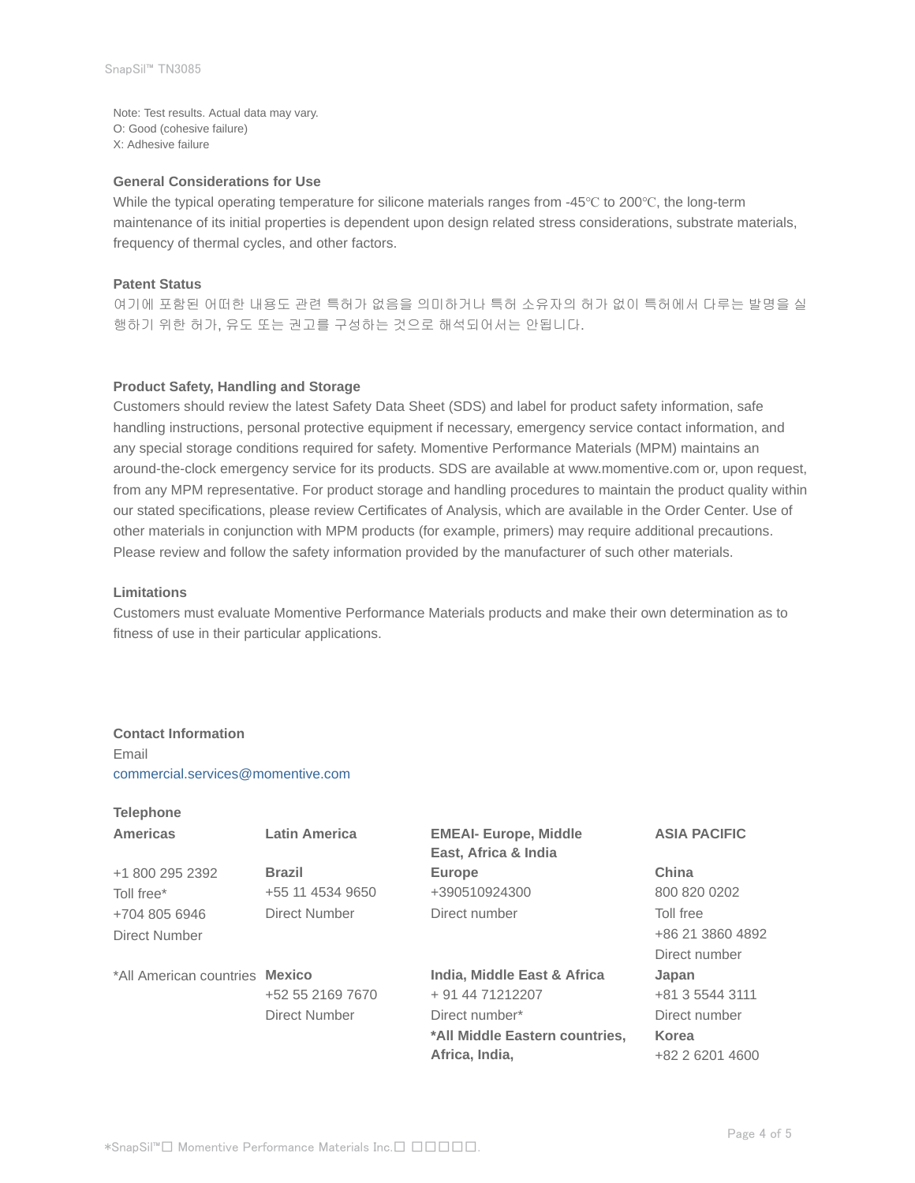Note: Test results. Actual data may vary.
O: Good (cohesive failure)
X: Adhesive failure

### General Considerations for Use

While the typical operating temperature for silicone materials ranges from -45℃ to 200℃, the long-term maintenance of its initial properties is dependent upon design related stress considerations, substrate materials, frequency of thermal cycles, and other factors.

### Patent Status

여기에 포함된 어떠한 내용도 관련 특허가 없음을 의미하거나 특허 소유자의 허가 없이 특허에서 다루는 발명을 실행하기 위한 허가, 유도 또는 권고를 구성하는 것으로 해석되어서는 안됩니다.

### Product Safety, Handling and Storage

Customers should review the latest Safety Data Sheet (SDS) and label for product safety information, safe handling instructions, personal protective equipment if necessary, emergency service contact information, and any special storage conditions required for safety. Momentive Performance Materials (MPM) maintains an around-the-clock emergency service for its products. SDS are available at www.momentive.com or, upon request, from any MPM representative. For product storage and handling procedures to maintain the product quality within our stated specifications, please review Certificates of Analysis, which are available in the Order Center. Use of other materials in conjunction with MPM products (for example, primers) may require additional precautions. Please review and follow the safety information provided by the manufacturer of such other materials.

### Limitations

Customers must evaluate Momentive Performance Materials products and make their own determination as to fitness of use in their particular applications.

### Contact Information

Email
commercial.services@momentive.com

### Telephone

| Americas | Latin America | EMEAI- Europe, Middle East, Africa & India | ASIA PACIFIC |
|---|---|---|---|
| +1 800 295 2392<br>Toll free*<br>+704 805 6946<br>Direct Number | **Brazil**<br>+55 11 4534 9650<br>Direct Number | **Europe**<br>+390510924300<br>Direct number | **China**<br>800 820 0202<br>Toll free<br>+86 21 3860 4892<br>Direct number |
| *All American countries | **Mexico**<br>+52 55 2169 7670<br>Direct Number | **India, Middle East & Africa**<br>+ 91 44 71212207<br>Direct number*<br>**\*All Middle Eastern countries, Africa, India,** | **Japan**<br>+81 3 5544 3111<br>Direct number<br>**Korea**<br>+82 2 6201 4600 |

*SnapSil™□ Momentive Performance Materials Inc.□ □□□□□.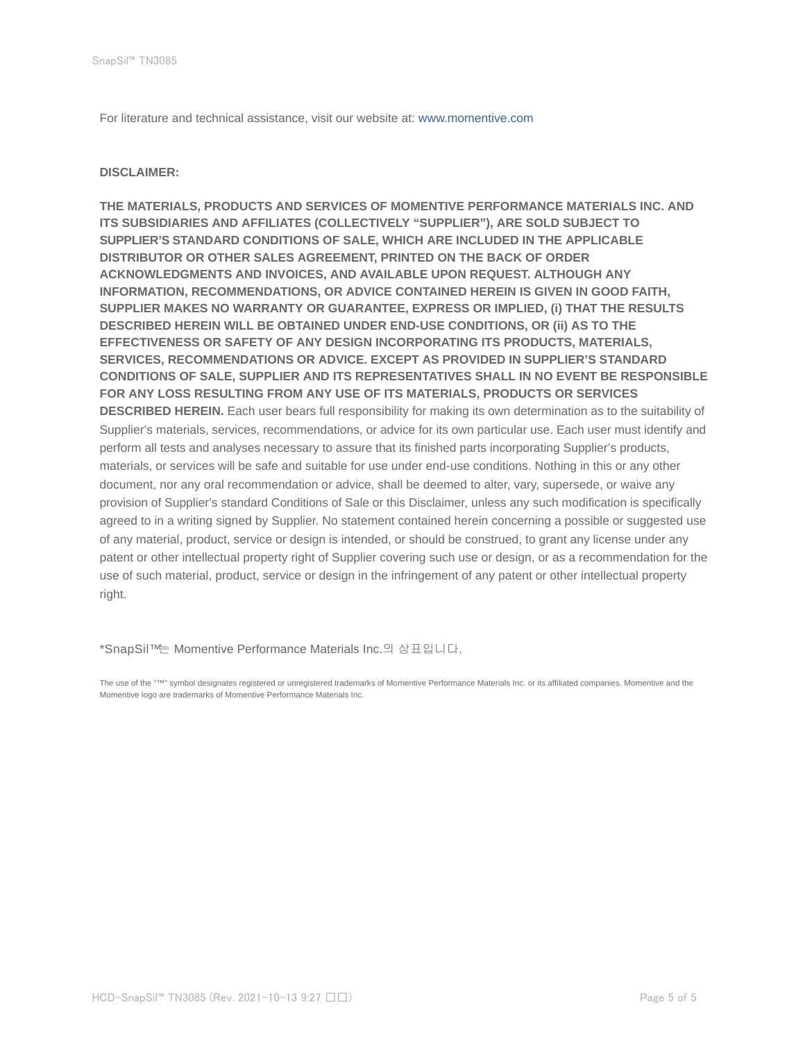For literature and technical assistance, visit our website at: www.momentive.com

**DISCLAIMER:**

**THE MATERIALS, PRODUCTS AND SERVICES OF MOMENTIVE PERFORMANCE MATERIALS INC. AND ITS SUBSIDIARIES AND AFFILIATES (COLLECTIVELY "SUPPLIER"), ARE SOLD SUBJECT TO SUPPLIER'S STANDARD CONDITIONS OF SALE, WHICH ARE INCLUDED IN THE APPLICABLE DISTRIBUTOR OR OTHER SALES AGREEMENT, PRINTED ON THE BACK OF ORDER ACKNOWLEDGMENTS AND INVOICES, AND AVAILABLE UPON REQUEST. ALTHOUGH ANY INFORMATION, RECOMMENDATIONS, OR ADVICE CONTAINED HEREIN IS GIVEN IN GOOD FAITH, SUPPLIER MAKES NO WARRANTY OR GUARANTEE, EXPRESS OR IMPLIED, (i) THAT THE RESULTS DESCRIBED HEREIN WILL BE OBTAINED UNDER END-USE CONDITIONS, OR (ii) AS TO THE EFFECTIVENESS OR SAFETY OF ANY DESIGN INCORPORATING ITS PRODUCTS, MATERIALS, SERVICES, RECOMMENDATIONS OR ADVICE. EXCEPT AS PROVIDED IN SUPPLIER'S STANDARD CONDITIONS OF SALE, SUPPLIER AND ITS REPRESENTATIVES SHALL IN NO EVENT BE RESPONSIBLE FOR ANY LOSS RESULTING FROM ANY USE OF ITS MATERIALS, PRODUCTS OR SERVICES DESCRIBED HEREIN.** Each user bears full responsibility for making its own determination as to the suitability of Supplier's materials, services, recommendations, or advice for its own particular use. Each user must identify and perform all tests and analyses necessary to assure that its finished parts incorporating Supplier's products, materials, or services will be safe and suitable for use under end-use conditions. Nothing in this or any other document, nor any oral recommendation or advice, shall be deemed to alter, vary, supersede, or waive any provision of Supplier's standard Conditions of Sale or this Disclaimer, unless any such modification is specifically agreed to in a writing signed by Supplier. No statement contained herein concerning a possible or suggested use of any material, product, service or design is intended, or should be construed, to grant any license under any patent or other intellectual property right of Supplier covering such use or design, or as a recommendation for the use of such material, product, service or design in the infringement of any patent or other intellectual property right.

*SnapSil™는 Momentive Performance Materials Inc.의 상표입니다.

The use of the "™" symbol designates registered or unregistered trademarks of Momentive Performance Materials Inc. or its affiliated companies. Momentive and the Momentive logo are trademarks of Momentive Performance Materials Inc.